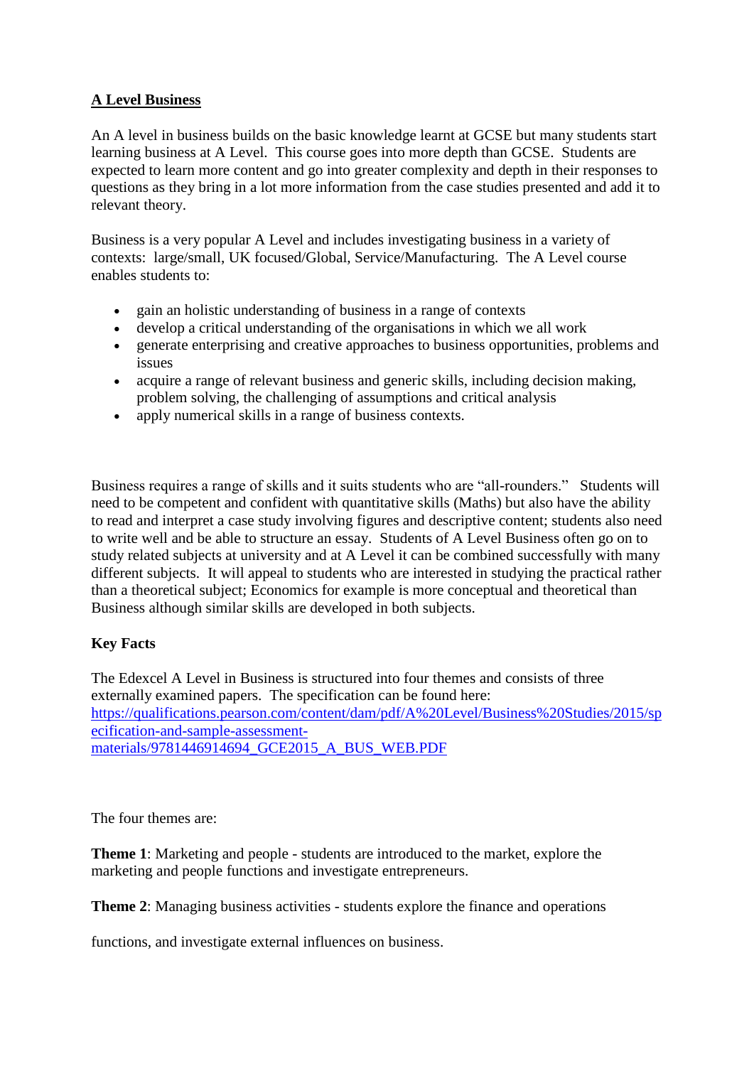# A Level Business

An A level in business builds on the basic knowledge learnt at GCSE but many students start learning business at A Level. This course goes into more depth than GCSE. Students are expected to learn more content and go into greater complexity and depth in their responses to questions as they bring in a lot more information from the case studies presented and add it to relevant theory.

Business is a very popular A Level and includes investigating business in a variety of contexts: large/small, UK focused/Global, Service/Manufacturing. The A Level course enables students to:

- gain an holistic understanding of business in a range of contexts
- develop a critical understanding of the organisations in which we all work
- generate enterprising and creative approaches to business opportunities, problems and issues
- acquire a range of relevant business and generic skills, including decision making, problem solving, the challenging of assumptions and critical analysis
- apply numerical skills in a range of business contexts.

Business requires a range of skills and it suits students who are "all-rounders." Students will need to be competent and confident with quantitative skills (Maths) but also have the ability to read and interpret a case study involving figures and descriptive content; students also need to write well and be able to structure an essay. Students of A Level Business often go on to study related subjects at university and at A Level it can be combined successfully with many different subjects. It will appeal to students who are interested in studying the practical rather than a theoretical subject; Economics for example is more conceptual and theoretical than Business although similar skills are developed in both subjects.

**Key Facts**

The Edexcel A Level in Business is structured into four themes and consists of three externally examined papers. The specification can be found here: https://qualifications.pearson.com/content/dam/pdf/A%20Level/Business%20Studies/2015/specification-and-sample-assessment-materials/9781446914694_GCE2015_A_BUS_WEB.PDF

The four themes are:

**Theme 1**: Marketing and people - students are introduced to the market, explore the marketing and people functions and investigate entrepreneurs.

**Theme 2**: Managing business activities - students explore the finance and operations functions, and investigate external influences on business.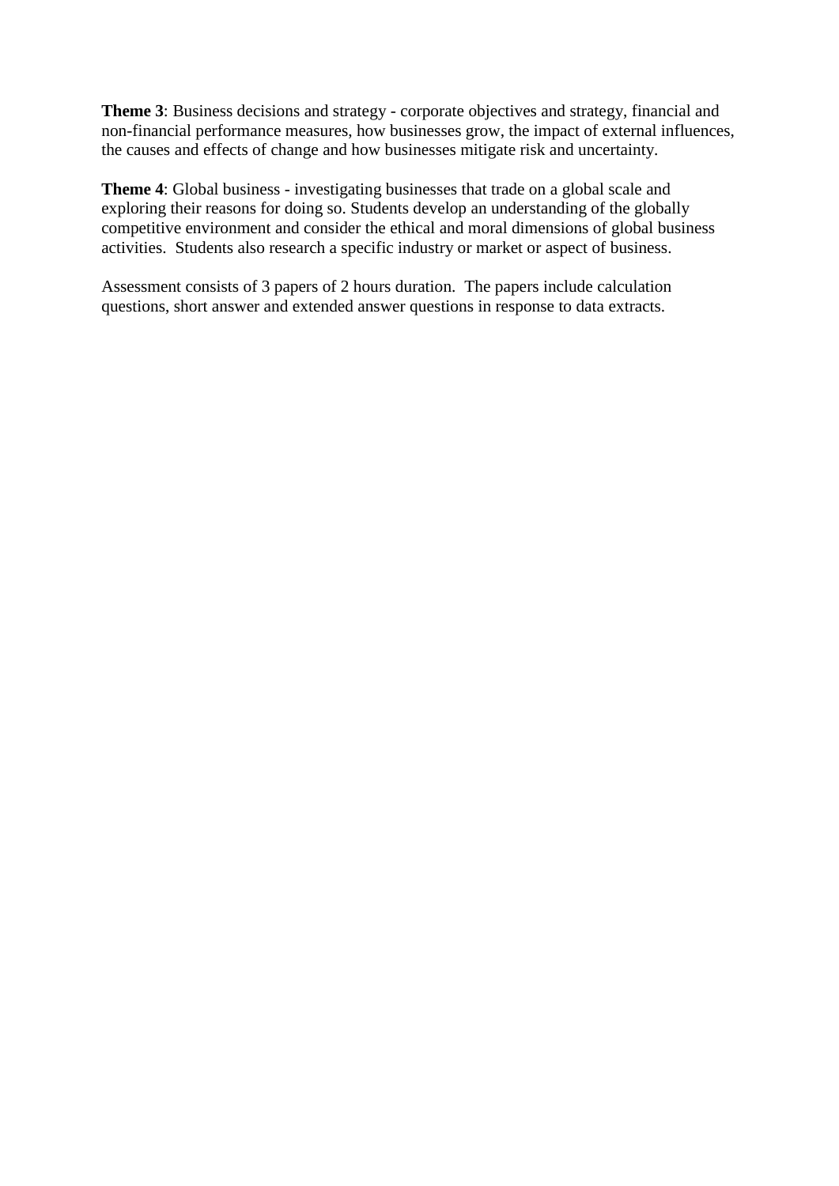**Theme 3**: Business decisions and strategy - corporate objectives and strategy, financial and non-financial performance measures, how businesses grow, the impact of external influences, the causes and effects of change and how businesses mitigate risk and uncertainty.

**Theme 4**: Global business - investigating businesses that trade on a global scale and exploring their reasons for doing so. Students develop an understanding of the globally competitive environment and consider the ethical and moral dimensions of global business activities. Students also research a specific industry or market or aspect of business.

Assessment consists of 3 papers of 2 hours duration. The papers include calculation questions, short answer and extended answer questions in response to data extracts.